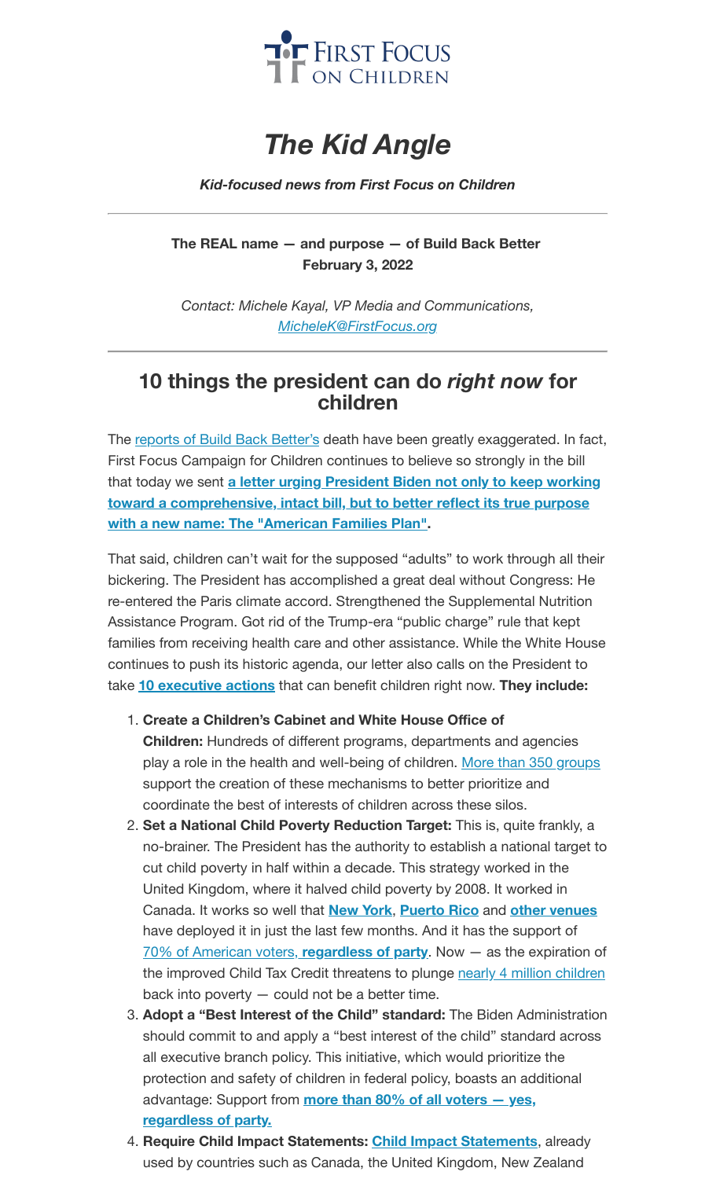First Focus on Children

# *The Kid Angle*

***Kid-focused news from First Focus on Children***

---

**The REAL name — and purpose — of Build Back Better**
**February 3, 2022**

*Contact: Michele Kayal, VP Media and Communications, MicheleK@FirstFocus.org*

---

## 10 things the president can do *right now* for children

The reports of Build Back Better's death have been greatly exaggerated. In fact, First Focus Campaign for Children continues to believe so strongly in the bill that today we sent **a letter urging President Biden not only to keep working toward a comprehensive, intact bill, but to better reflect its true purpose with a new name: The "American Families Plan".**

That said, children can't wait for the supposed "adults" to work through all their bickering. The President has accomplished a great deal without Congress: He re-entered the Paris climate accord. Strengthened the Supplemental Nutrition Assistance Program. Got rid of the Trump-era "public charge" rule that kept families from receiving health care and other assistance. While the White House continues to push its historic agenda, our letter also calls on the President to take **10 executive actions** that can benefit children right now. **They include:**

1. **Create a Children's Cabinet and White House Office of Children:** Hundreds of different programs, departments and agencies play a role in the health and well-being of children. More than 350 groups support the creation of these mechanisms to better prioritize and coordinate the best of interests of children across these silos.
2. **Set a National Child Poverty Reduction Target:** This is, quite frankly, a no-brainer. The President has the authority to establish a national target to cut child poverty in half within a decade. This strategy worked in the United Kingdom, where it halved child poverty by 2008. It worked in Canada. It works so well that **New York**, **Puerto Rico** and **other venues** have deployed it in just the last few months. And it has the support of 70% of American voters, **regardless of party**. Now — as the expiration of the improved Child Tax Credit threatens to plunge nearly 4 million children back into poverty — could not be a better time.
3. **Adopt a "Best Interest of the Child" standard:** The Biden Administration should commit to and apply a "best interest of the child" standard across all executive branch policy. This initiative, which would prioritize the protection and safety of children in federal policy, boasts an additional advantage: Support from **more than 80% of all voters — yes, regardless of party.**
4. **Require Child Impact Statements:** **Child Impact Statements**, already used by countries such as Canada, the United Kingdom, New Zealand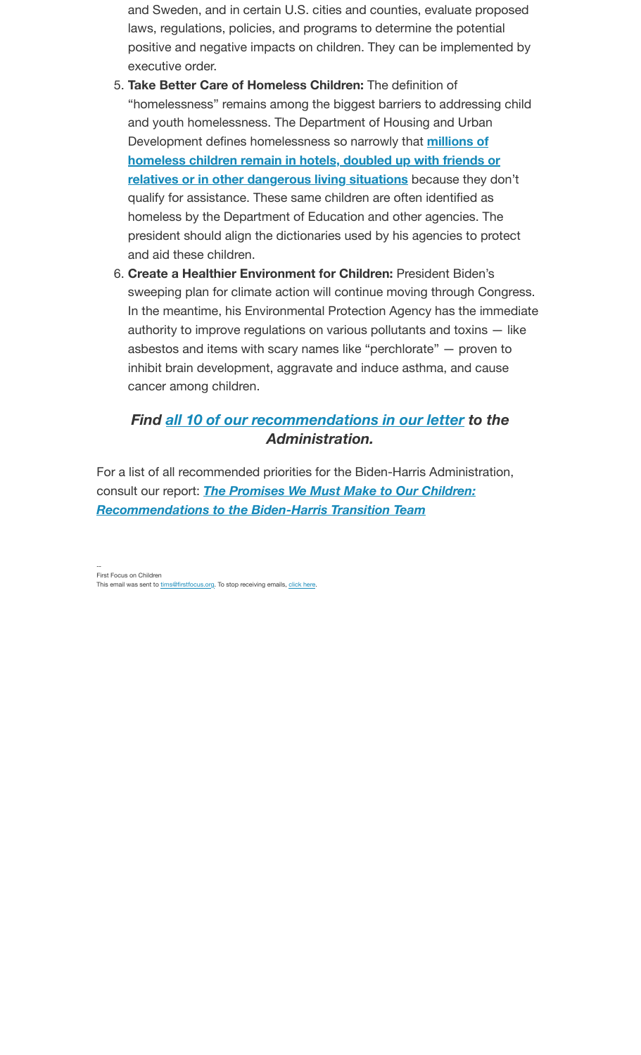and Sweden, and in certain U.S. cities and counties, evaluate proposed laws, regulations, policies, and programs to determine the potential positive and negative impacts on children. They can be implemented by executive order.

5. **Take Better Care of Homeless Children:** The definition of "homelessness" remains among the biggest barriers to addressing child and youth homelessness. The Department of Housing and Urban Development defines homelessness so narrowly that **millions of homeless children remain in hotels, doubled up with friends or relatives or in other dangerous living situations** because they don't qualify for assistance. These same children are often identified as homeless by the Department of Education and other agencies. The president should align the dictionaries used by his agencies to protect and aid these children.
6. **Create a Healthier Environment for Children:** President Biden's sweeping plan for climate action will continue moving through Congress. In the meantime, his Environmental Protection Agency has the immediate authority to improve regulations on various pollutants and toxins — like asbestos and items with scary names like "perchlorate" — proven to inhibit brain development, aggravate and induce asthma, and cause cancer among children.

***Find all 10 of our recommendations in our letter to the Administration.***

For a list of all recommended priorities for the Biden-Harris Administration, consult our report: ***The Promises We Must Make to Our Children: Recommendations to the Biden-Harris Transition Team***

--
First Focus on Children
This email was sent to tims@firstfocus.org. To stop receiving emails, click here.